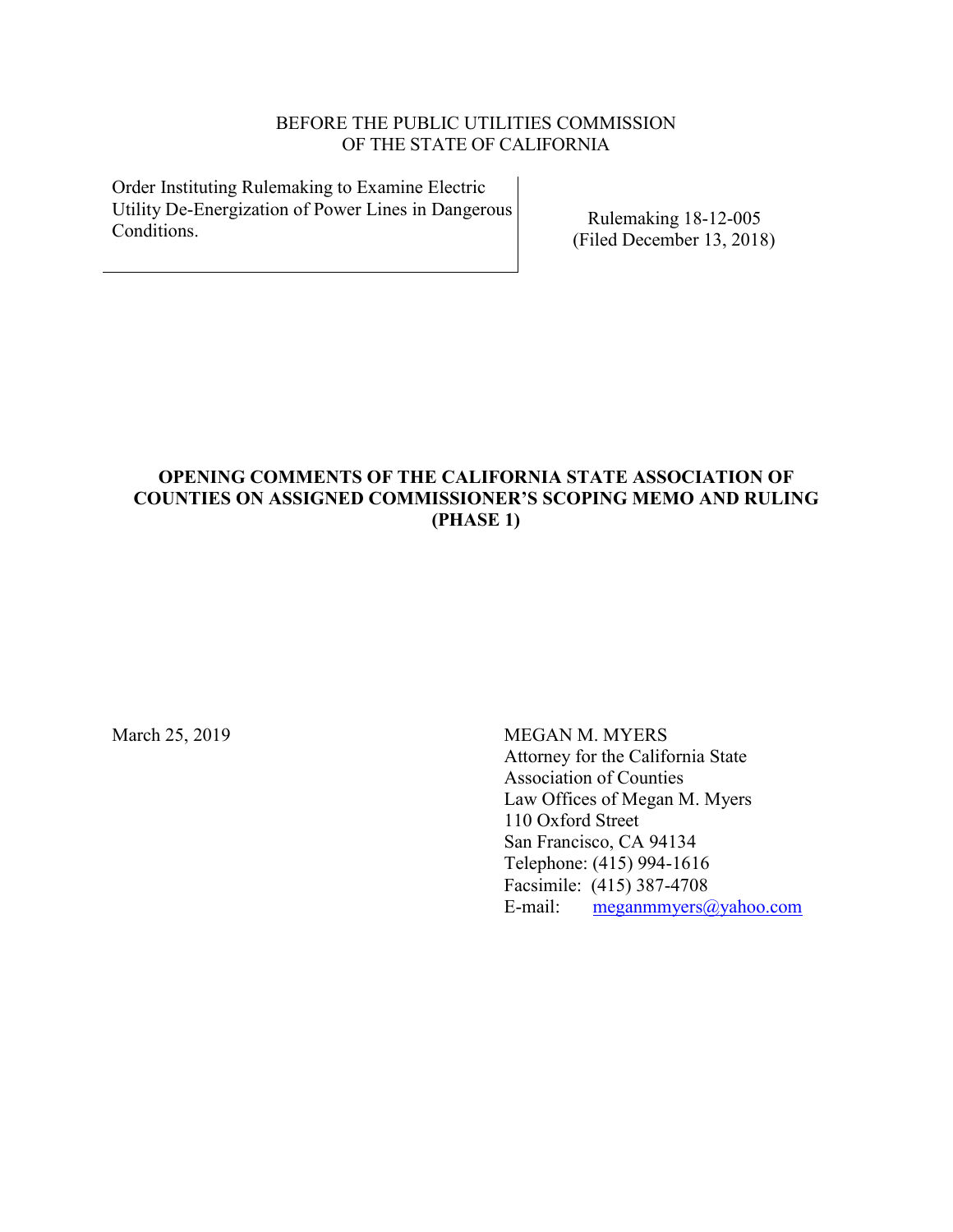BEFORE THE PUBLIC UTILITIES COMMISSION
OF THE STATE OF CALIFORNIA

| Order Instituting Rulemaking to Examine Electric Utility De-Energization of Power Lines in Dangerous Conditions. | Rulemaking 18-12-005 (Filed December 13, 2018) |
|---|---|

**OPENING COMMENTS OF THE CALIFORNIA STATE ASSOCIATION OF COUNTIES ON ASSIGNED COMMISSIONER'S SCOPING MEMO AND RULING (PHASE 1)**

March 25, 2019

MEGAN M. MYERS
Attorney for the California State Association of Counties
Law Offices of Megan M. Myers
110 Oxford Street
San Francisco, CA 94134
Telephone: (415) 994-1616
Facsimile: (415) 387-4708
E-mail: meganmmyers@yahoo.com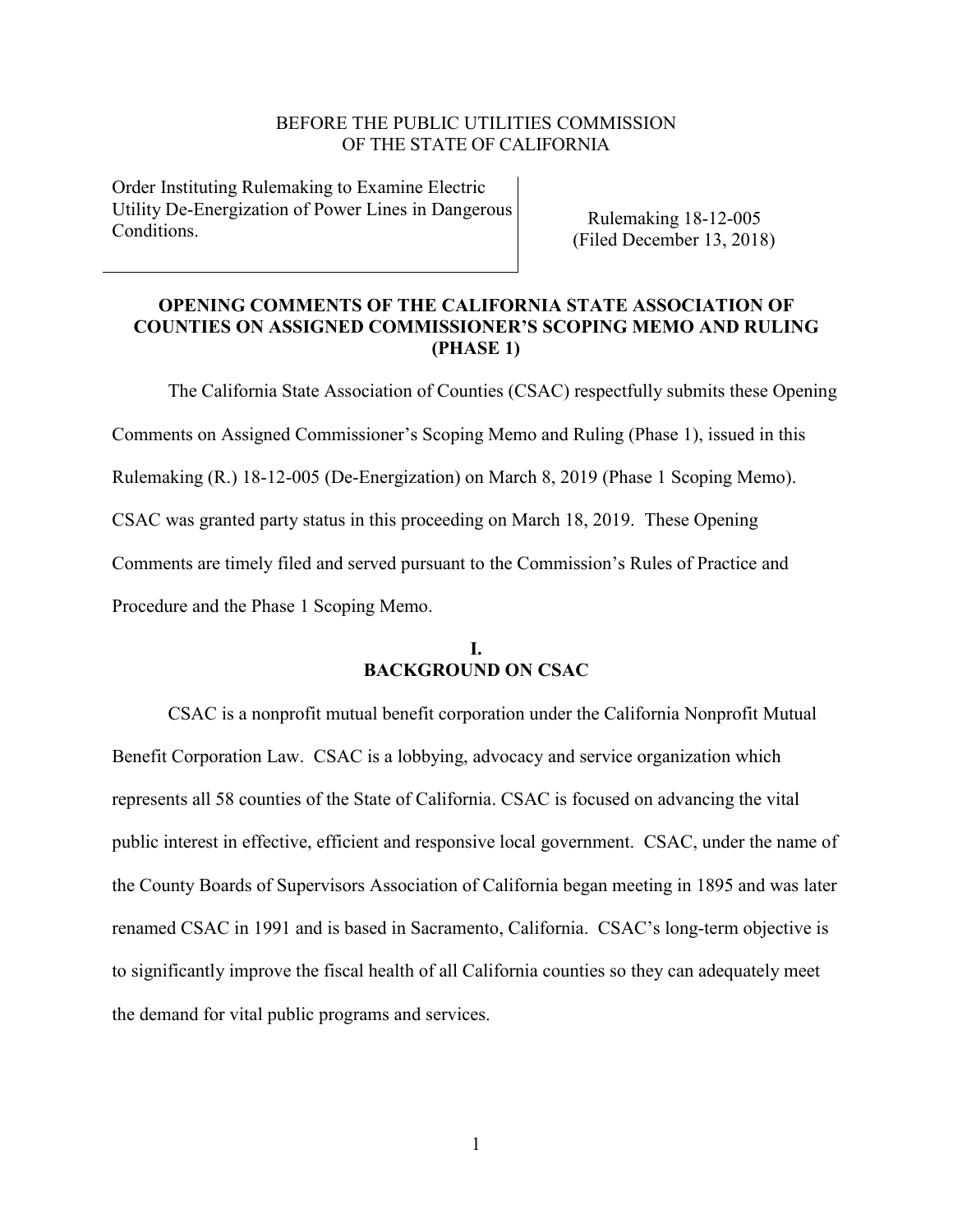BEFORE THE PUBLIC UTILITIES COMMISSION
OF THE STATE OF CALIFORNIA

| Order Instituting Rulemaking to Examine Electric Utility De-Energization of Power Lines in Dangerous Conditions. | Rulemaking 18-12-005 (Filed December 13, 2018) |
|---|---|

**OPENING COMMENTS OF THE CALIFORNIA STATE ASSOCIATION OF COUNTIES ON ASSIGNED COMMISSIONER'S SCOPING MEMO AND RULING (PHASE 1)**

The California State Association of Counties (CSAC) respectfully submits these Opening Comments on Assigned Commissioner's Scoping Memo and Ruling (Phase 1), issued in this Rulemaking (R.) 18-12-005 (De-Energization) on March 8, 2019 (Phase 1 Scoping Memo). CSAC was granted party status in this proceeding on March 18, 2019. These Opening Comments are timely filed and served pursuant to the Commission's Rules of Practice and Procedure and the Phase 1 Scoping Memo.

## I.
## BACKGROUND ON CSAC

CSAC is a nonprofit mutual benefit corporation under the California Nonprofit Mutual Benefit Corporation Law. CSAC is a lobbying, advocacy and service organization which represents all 58 counties of the State of California. CSAC is focused on advancing the vital public interest in effective, efficient and responsive local government. CSAC, under the name of the County Boards of Supervisors Association of California began meeting in 1895 and was later renamed CSAC in 1991 and is based in Sacramento, California. CSAC's long-term objective is to significantly improve the fiscal health of all California counties so they can adequately meet the demand for vital public programs and services.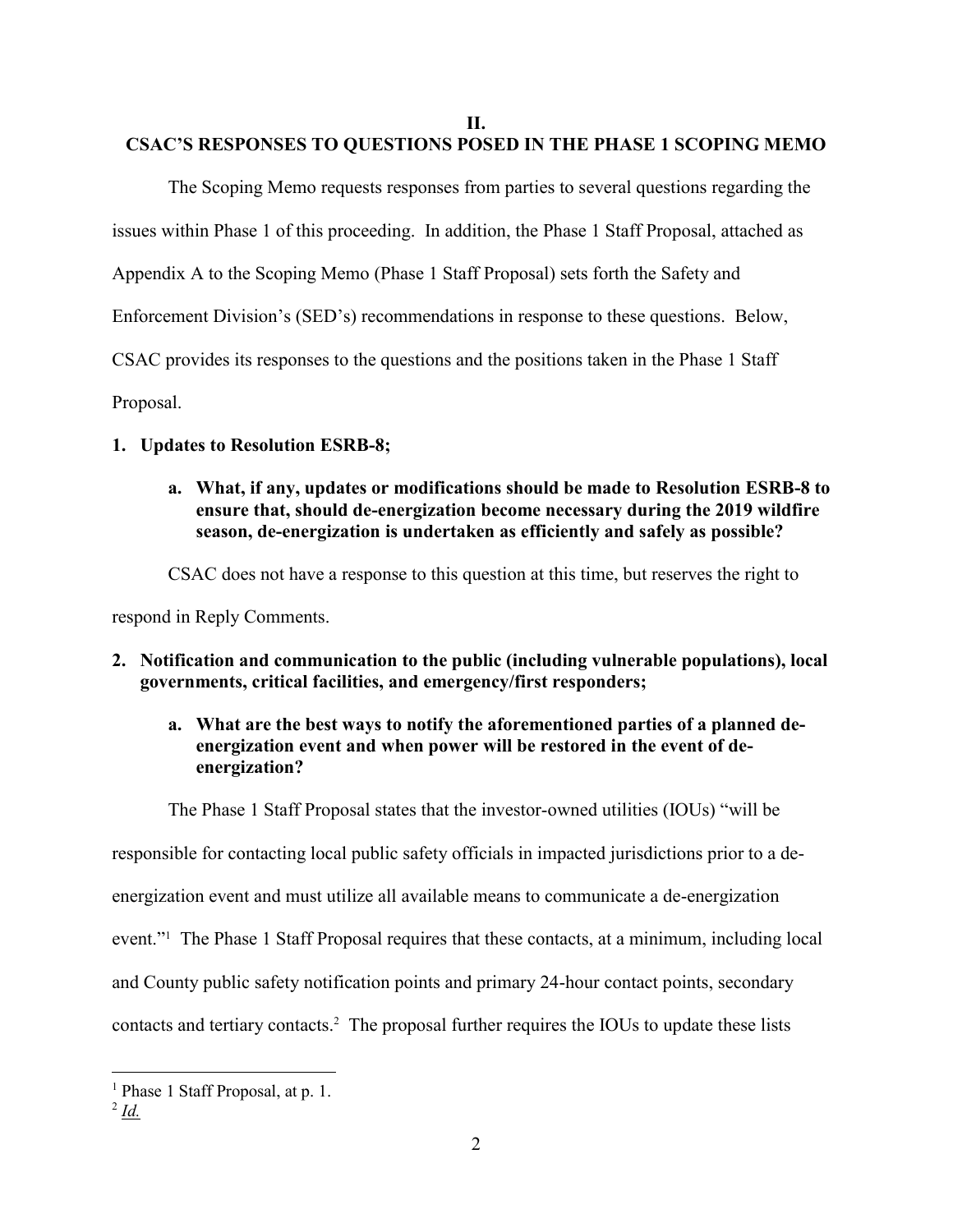## II.
## CSAC'S RESPONSES TO QUESTIONS POSED IN THE PHASE 1 SCOPING MEMO

The Scoping Memo requests responses from parties to several questions regarding the issues within Phase 1 of this proceeding. In addition, the Phase 1 Staff Proposal, attached as Appendix A to the Scoping Memo (Phase 1 Staff Proposal) sets forth the Safety and Enforcement Division's (SED's) recommendations in response to these questions. Below, CSAC provides its responses to the questions and the positions taken in the Phase 1 Staff Proposal.

**1. Updates to Resolution ESRB-8;**

> **a. What, if any, updates or modifications should be made to Resolution ESRB-8 to ensure that, should de-energization become necessary during the 2019 wildfire season, de-energization is undertaken as efficiently and safely as possible?**

CSAC does not have a response to this question at this time, but reserves the right to respond in Reply Comments.

**2. Notification and communication to the public (including vulnerable populations), local governments, critical facilities, and emergency/first responders;**

> **a. What are the best ways to notify the aforementioned parties of a planned de-energization event and when power will be restored in the event of de-energization?**

The Phase 1 Staff Proposal states that the investor-owned utilities (IOUs) "will be responsible for contacting local public safety officials in impacted jurisdictions prior to a de-energization event and must utilize all available means to communicate a de-energization event."[1] The Phase 1 Staff Proposal requires that these contacts, at a minimum, including local and County public safety notification points and primary 24-hour contact points, secondary contacts and tertiary contacts.[2] The proposal further requires the IOUs to update these lists

---

[1] Phase 1 Staff Proposal, at p. 1.

[2] *Id.*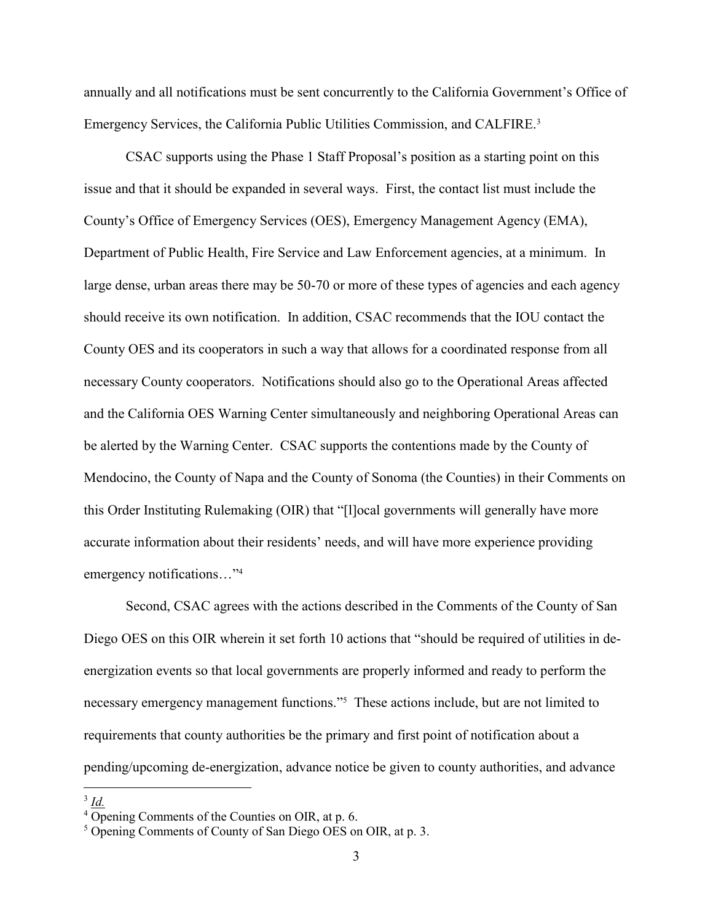annually and all notifications must be sent concurrently to the California Government's Office of Emergency Services, the California Public Utilities Commission, and CALFIRE.[3]

CSAC supports using the Phase 1 Staff Proposal's position as a starting point on this issue and that it should be expanded in several ways. First, the contact list must include the County's Office of Emergency Services (OES), Emergency Management Agency (EMA), Department of Public Health, Fire Service and Law Enforcement agencies, at a minimum. In large dense, urban areas there may be 50-70 or more of these types of agencies and each agency should receive its own notification. In addition, CSAC recommends that the IOU contact the County OES and its cooperators in such a way that allows for a coordinated response from all necessary County cooperators. Notifications should also go to the Operational Areas affected and the California OES Warning Center simultaneously and neighboring Operational Areas can be alerted by the Warning Center. CSAC supports the contentions made by the County of Mendocino, the County of Napa and the County of Sonoma (the Counties) in their Comments on this Order Instituting Rulemaking (OIR) that "[l]ocal governments will generally have more accurate information about their residents' needs, and will have more experience providing emergency notifications…"[4]

Second, CSAC agrees with the actions described in the Comments of the County of San Diego OES on this OIR wherein it set forth 10 actions that "should be required of utilities in de-energization events so that local governments are properly informed and ready to perform the necessary emergency management functions."[5] These actions include, but are not limited to requirements that county authorities be the primary and first point of notification about a pending/upcoming de-energization, advance notice be given to county authorities, and advance

---

[3] *Id.*

[4] Opening Comments of the Counties on OIR, at p. 6.

[5] Opening Comments of County of San Diego OES on OIR, at p. 3.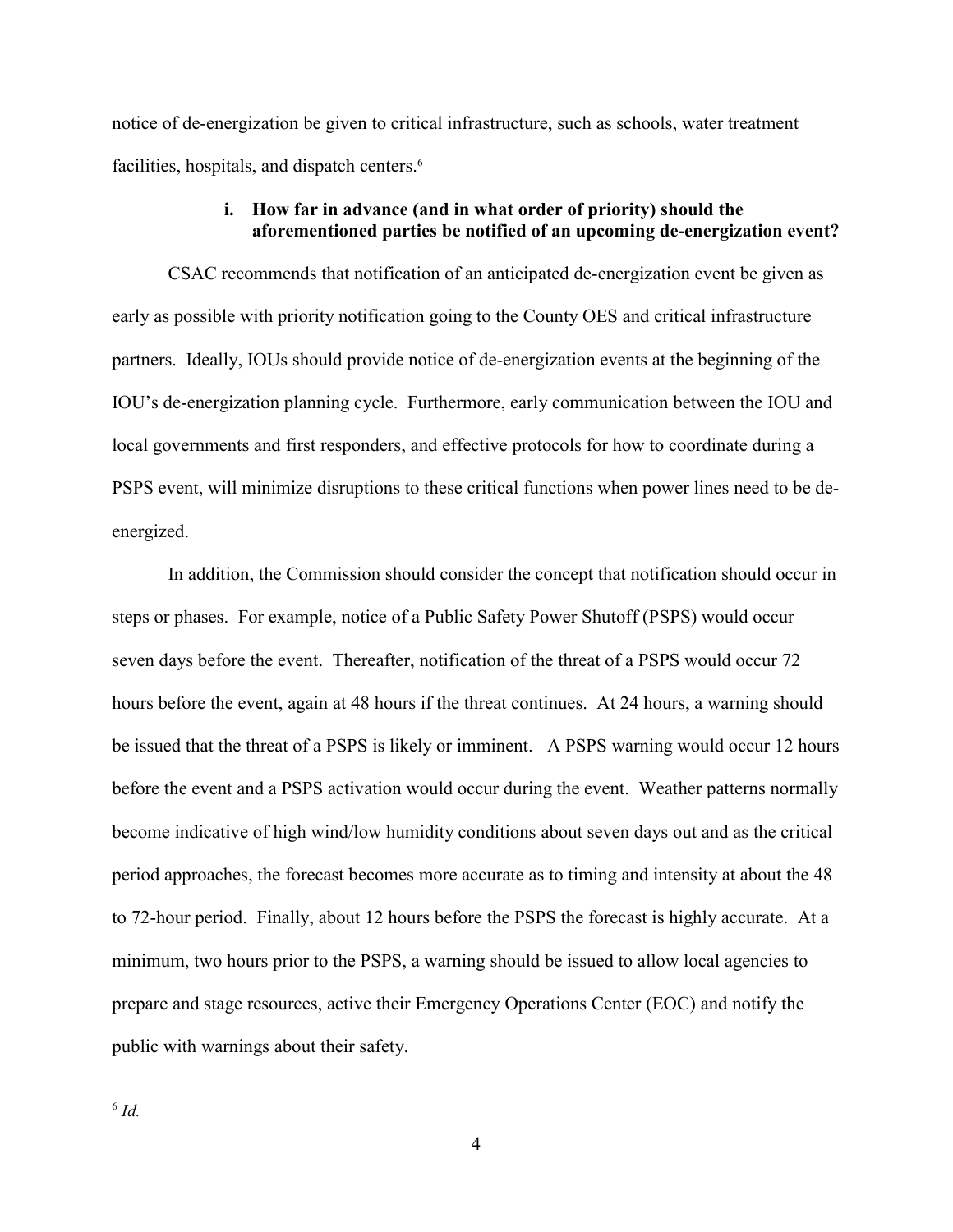notice of de-energization be given to critical infrastructure, such as schools, water treatment facilities, hospitals, and dispatch centers.[6]

**i. How far in advance (and in what order of priority) should the aforementioned parties be notified of an upcoming de-energization event?**

CSAC recommends that notification of an anticipated de-energization event be given as early as possible with priority notification going to the County OES and critical infrastructure partners. Ideally, IOUs should provide notice of de-energization events at the beginning of the IOU's de-energization planning cycle. Furthermore, early communication between the IOU and local governments and first responders, and effective protocols for how to coordinate during a PSPS event, will minimize disruptions to these critical functions when power lines need to be de-energized.

In addition, the Commission should consider the concept that notification should occur in steps or phases. For example, notice of a Public Safety Power Shutoff (PSPS) would occur seven days before the event. Thereafter, notification of the threat of a PSPS would occur 72 hours before the event, again at 48 hours if the threat continues. At 24 hours, a warning should be issued that the threat of a PSPS is likely or imminent. A PSPS warning would occur 12 hours before the event and a PSPS activation would occur during the event. Weather patterns normally become indicative of high wind/low humidity conditions about seven days out and as the critical period approaches, the forecast becomes more accurate as to timing and intensity at about the 48 to 72-hour period. Finally, about 12 hours before the PSPS the forecast is highly accurate. At a minimum, two hours prior to the PSPS, a warning should be issued to allow local agencies to prepare and stage resources, active their Emergency Operations Center (EOC) and notify the public with warnings about their safety.

---

[6] *Id.*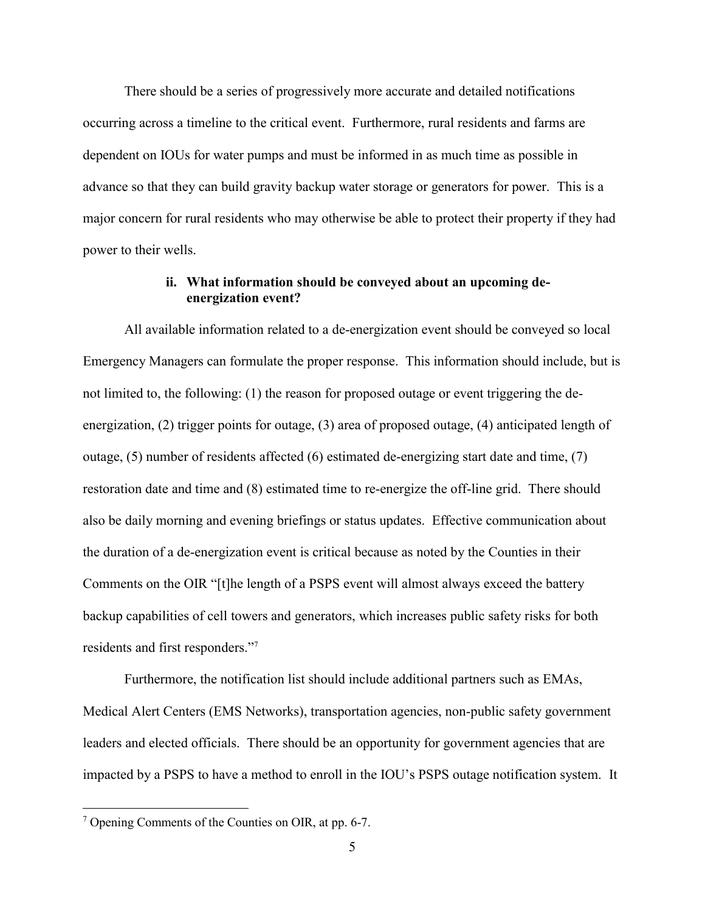There should be a series of progressively more accurate and detailed notifications occurring across a timeline to the critical event. Furthermore, rural residents and farms are dependent on IOUs for water pumps and must be informed in as much time as possible in advance so that they can build gravity backup water storage or generators for power. This is a major concern for rural residents who may otherwise be able to protect their property if they had power to their wells.

#### ii. What information should be conveyed about an upcoming de-energization event?

All available information related to a de-energization event should be conveyed so local Emergency Managers can formulate the proper response. This information should include, but is not limited to, the following: (1) the reason for proposed outage or event triggering the de-energization, (2) trigger points for outage, (3) area of proposed outage, (4) anticipated length of outage, (5) number of residents affected (6) estimated de-energizing start date and time, (7) restoration date and time and (8) estimated time to re-energize the off-line grid. There should also be daily morning and evening briefings or status updates. Effective communication about the duration of a de-energization event is critical because as noted by the Counties in their Comments on the OIR "[t]he length of a PSPS event will almost always exceed the battery backup capabilities of cell towers and generators, which increases public safety risks for both residents and first responders."[7]

Furthermore, the notification list should include additional partners such as EMAs, Medical Alert Centers (EMS Networks), transportation agencies, non-public safety government leaders and elected officials. There should be an opportunity for government agencies that are impacted by a PSPS to have a method to enroll in the IOU's PSPS outage notification system. It

---

[7] Opening Comments of the Counties on OIR, at pp. 6-7.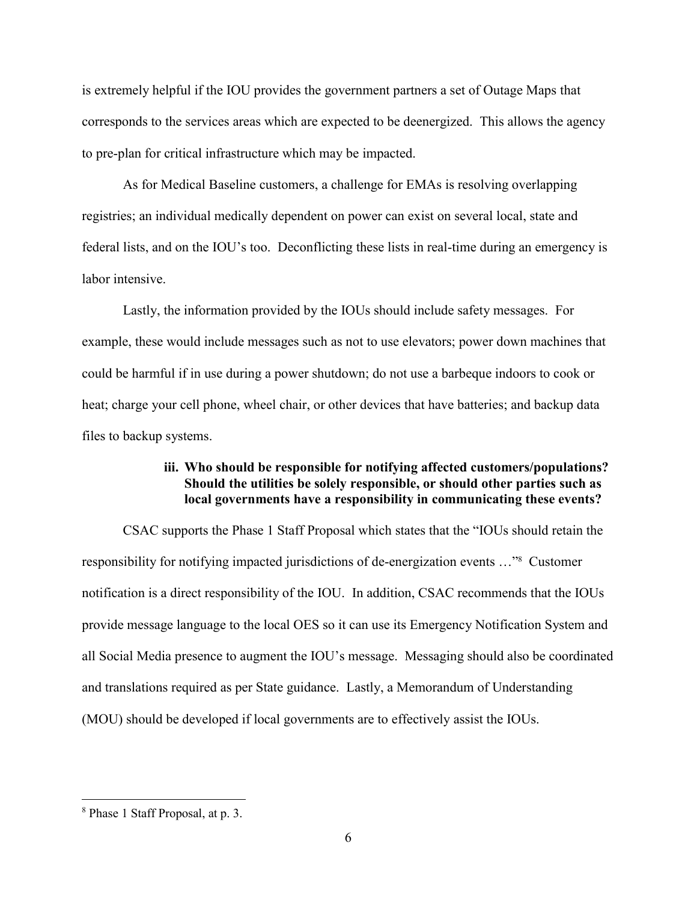is extremely helpful if the IOU provides the government partners a set of Outage Maps that corresponds to the services areas which are expected to be deenergized. This allows the agency to pre-plan for critical infrastructure which may be impacted.

As for Medical Baseline customers, a challenge for EMAs is resolving overlapping registries; an individual medically dependent on power can exist on several local, state and federal lists, and on the IOU's too. Deconflicting these lists in real-time during an emergency is labor intensive.

Lastly, the information provided by the IOUs should include safety messages. For example, these would include messages such as not to use elevators; power down machines that could be harmful if in use during a power shutdown; do not use a barbeque indoors to cook or heat; charge your cell phone, wheel chair, or other devices that have batteries; and backup data files to backup systems.

**iii. Who should be responsible for notifying affected customers/populations? Should the utilities be solely responsible, or should other parties such as local governments have a responsibility in communicating these events?**

CSAC supports the Phase 1 Staff Proposal which states that the "IOUs should retain the responsibility for notifying impacted jurisdictions of de-energization events …"[8] Customer notification is a direct responsibility of the IOU. In addition, CSAC recommends that the IOUs provide message language to the local OES so it can use its Emergency Notification System and all Social Media presence to augment the IOU's message. Messaging should also be coordinated and translations required as per State guidance. Lastly, a Memorandum of Understanding (MOU) should be developed if local governments are to effectively assist the IOUs.

---

[8] Phase 1 Staff Proposal, at p. 3.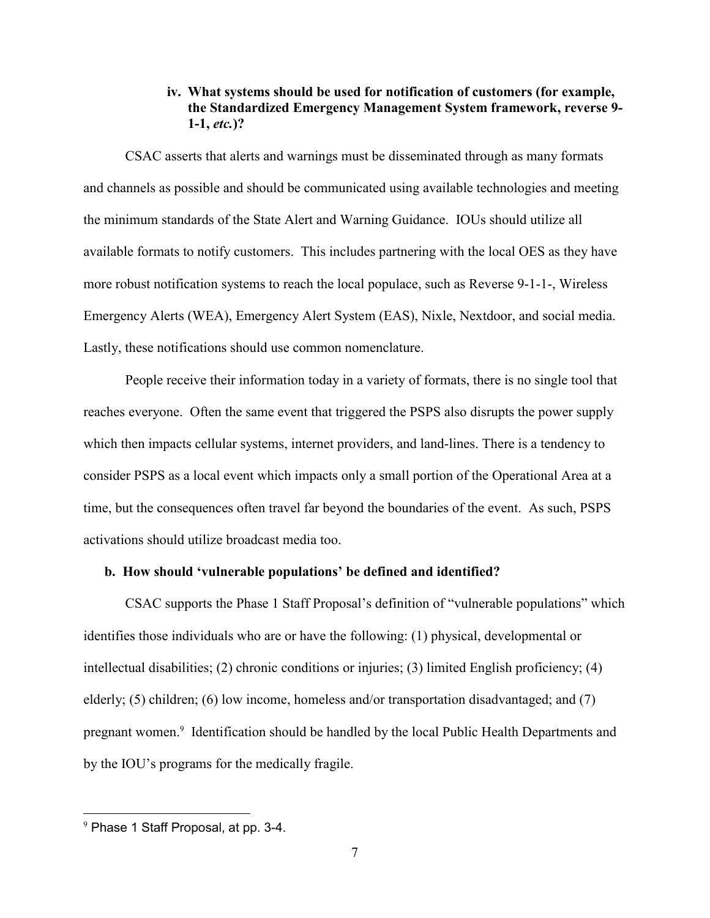#### iv. What systems should be used for notification of customers (for example, the Standardized Emergency Management System framework, reverse 9-1-1, *etc.*)?

CSAC asserts that alerts and warnings must be disseminated through as many formats and channels as possible and should be communicated using available technologies and meeting the minimum standards of the State Alert and Warning Guidance. IOUs should utilize all available formats to notify customers. This includes partnering with the local OES as they have more robust notification systems to reach the local populace, such as Reverse 9-1-1-, Wireless Emergency Alerts (WEA), Emergency Alert System (EAS), Nixle, Nextdoor, and social media. Lastly, these notifications should use common nomenclature.

People receive their information today in a variety of formats, there is no single tool that reaches everyone. Often the same event that triggered the PSPS also disrupts the power supply which then impacts cellular systems, internet providers, and land-lines. There is a tendency to consider PSPS as a local event which impacts only a small portion of the Operational Area at a time, but the consequences often travel far beyond the boundaries of the event. As such, PSPS activations should utilize broadcast media too.

### b. How should 'vulnerable populations' be defined and identified?

CSAC supports the Phase 1 Staff Proposal's definition of "vulnerable populations" which identifies those individuals who are or have the following: (1) physical, developmental or intellectual disabilities; (2) chronic conditions or injuries; (3) limited English proficiency; (4) elderly; (5) children; (6) low income, homeless and/or transportation disadvantaged; and (7) pregnant women.[9] Identification should be handled by the local Public Health Departments and by the IOU's programs for the medically fragile.

---

[9] Phase 1 Staff Proposal, at pp. 3-4.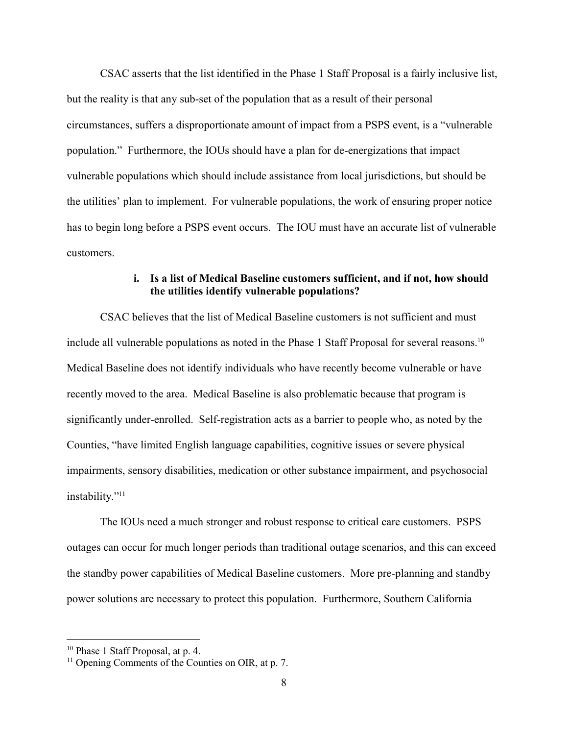CSAC asserts that the list identified in the Phase 1 Staff Proposal is a fairly inclusive list, but the reality is that any sub-set of the population that as a result of their personal circumstances, suffers a disproportionate amount of impact from a PSPS event, is a "vulnerable population." Furthermore, the IOUs should have a plan for de-energizations that impact vulnerable populations which should include assistance from local jurisdictions, but should be the utilities' plan to implement. For vulnerable populations, the work of ensuring proper notice has to begin long before a PSPS event occurs. The IOU must have an accurate list of vulnerable customers.

**i. Is a list of Medical Baseline customers sufficient, and if not, how should the utilities identify vulnerable populations?**

CSAC believes that the list of Medical Baseline customers is not sufficient and must include all vulnerable populations as noted in the Phase 1 Staff Proposal for several reasons.[10] Medical Baseline does not identify individuals who have recently become vulnerable or have recently moved to the area. Medical Baseline is also problematic because that program is significantly under-enrolled. Self-registration acts as a barrier to people who, as noted by the Counties, "have limited English language capabilities, cognitive issues or severe physical impairments, sensory disabilities, medication or other substance impairment, and psychosocial instability."[11]

The IOUs need a much stronger and robust response to critical care customers. PSPS outages can occur for much longer periods than traditional outage scenarios, and this can exceed the standby power capabilities of Medical Baseline customers. More pre-planning and standby power solutions are necessary to protect this population. Furthermore, Southern California

---

[10] Phase 1 Staff Proposal, at p. 4.

[11] Opening Comments of the Counties on OIR, at p. 7.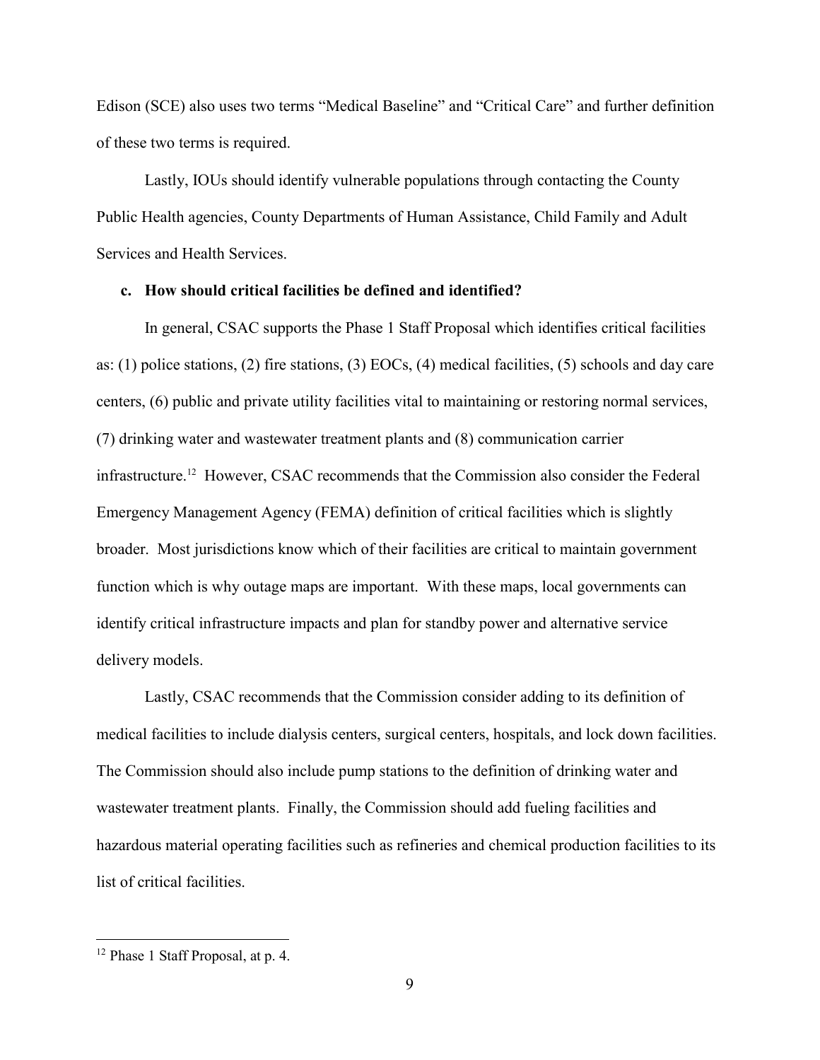Edison (SCE) also uses two terms "Medical Baseline" and "Critical Care" and further definition of these two terms is required.

Lastly, IOUs should identify vulnerable populations through contacting the County Public Health agencies, County Departments of Human Assistance, Child Family and Adult Services and Health Services.

**c. How should critical facilities be defined and identified?**

In general, CSAC supports the Phase 1 Staff Proposal which identifies critical facilities as: (1) police stations, (2) fire stations, (3) EOCs, (4) medical facilities, (5) schools and day care centers, (6) public and private utility facilities vital to maintaining or restoring normal services, (7) drinking water and wastewater treatment plants and (8) communication carrier infrastructure.[12] However, CSAC recommends that the Commission also consider the Federal Emergency Management Agency (FEMA) definition of critical facilities which is slightly broader. Most jurisdictions know which of their facilities are critical to maintain government function which is why outage maps are important. With these maps, local governments can identify critical infrastructure impacts and plan for standby power and alternative service delivery models.

Lastly, CSAC recommends that the Commission consider adding to its definition of medical facilities to include dialysis centers, surgical centers, hospitals, and lock down facilities. The Commission should also include pump stations to the definition of drinking water and wastewater treatment plants. Finally, the Commission should add fueling facilities and hazardous material operating facilities such as refineries and chemical production facilities to its list of critical facilities.

---

[12] Phase 1 Staff Proposal, at p. 4.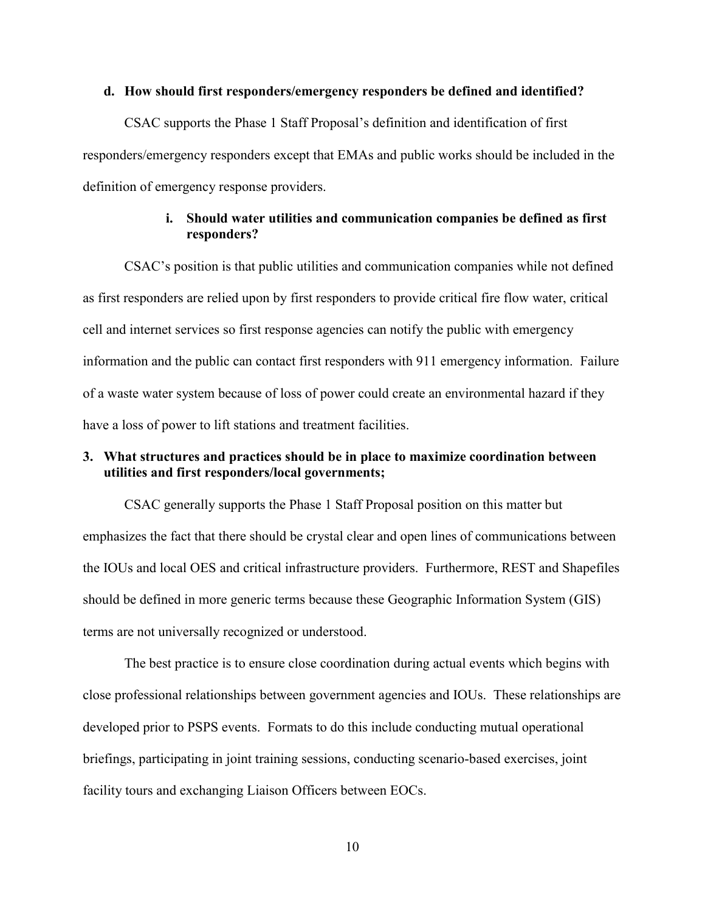**d. How should first responders/emergency responders be defined and identified?**

CSAC supports the Phase 1 Staff Proposal's definition and identification of first responders/emergency responders except that EMAs and public works should be included in the definition of emergency response providers.

**i. Should water utilities and communication companies be defined as first responders?**

CSAC's position is that public utilities and communication companies while not defined as first responders are relied upon by first responders to provide critical fire flow water, critical cell and internet services so first response agencies can notify the public with emergency information and the public can contact first responders with 911 emergency information. Failure of a waste water system because of loss of power could create an environmental hazard if they have a loss of power to lift stations and treatment facilities.

**3. What structures and practices should be in place to maximize coordination between utilities and first responders/local governments;**

CSAC generally supports the Phase 1 Staff Proposal position on this matter but emphasizes the fact that there should be crystal clear and open lines of communications between the IOUs and local OES and critical infrastructure providers. Furthermore, REST and Shapefiles should be defined in more generic terms because these Geographic Information System (GIS) terms are not universally recognized or understood.

The best practice is to ensure close coordination during actual events which begins with close professional relationships between government agencies and IOUs. These relationships are developed prior to PSPS events. Formats to do this include conducting mutual operational briefings, participating in joint training sessions, conducting scenario-based exercises, joint facility tours and exchanging Liaison Officers between EOCs.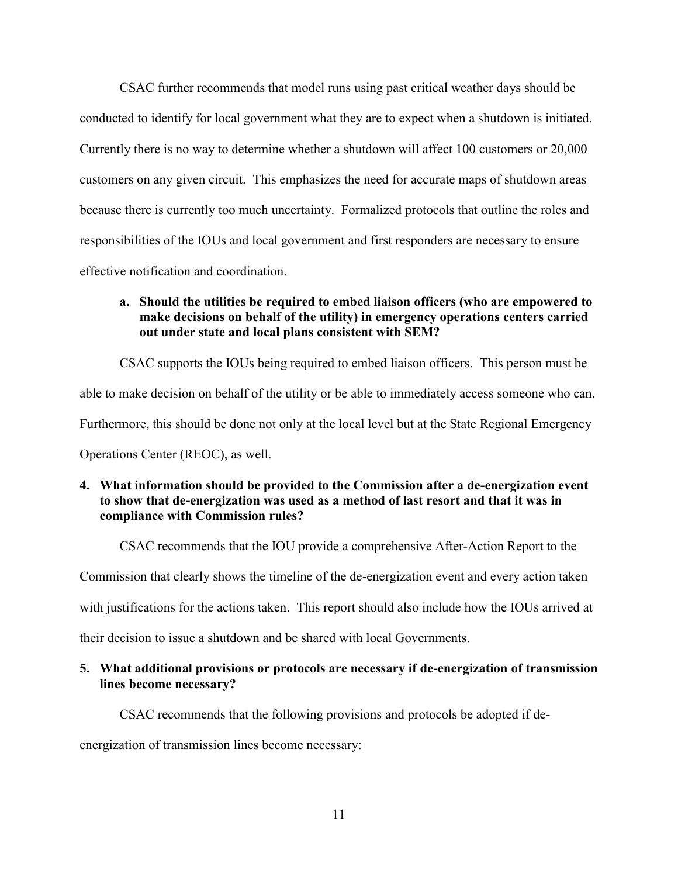CSAC further recommends that model runs using past critical weather days should be conducted to identify for local government what they are to expect when a shutdown is initiated. Currently there is no way to determine whether a shutdown will affect 100 customers or 20,000 customers on any given circuit. This emphasizes the need for accurate maps of shutdown areas because there is currently too much uncertainty. Formalized protocols that outline the roles and responsibilities of the IOUs and local government and first responders are necessary to ensure effective notification and coordination.

**a. Should the utilities be required to embed liaison officers (who are empowered to make decisions on behalf of the utility) in emergency operations centers carried out under state and local plans consistent with SEM?**

CSAC supports the IOUs being required to embed liaison officers. This person must be able to make decision on behalf of the utility or be able to immediately access someone who can. Furthermore, this should be done not only at the local level but at the State Regional Emergency Operations Center (REOC), as well.

**4. What information should be provided to the Commission after a de-energization event to show that de-energization was used as a method of last resort and that it was in compliance with Commission rules?**

CSAC recommends that the IOU provide a comprehensive After-Action Report to the Commission that clearly shows the timeline of the de-energization event and every action taken with justifications for the actions taken. This report should also include how the IOUs arrived at their decision to issue a shutdown and be shared with local Governments.

**5. What additional provisions or protocols are necessary if de-energization of transmission lines become necessary?**

CSAC recommends that the following provisions and protocols be adopted if de-energization of transmission lines become necessary: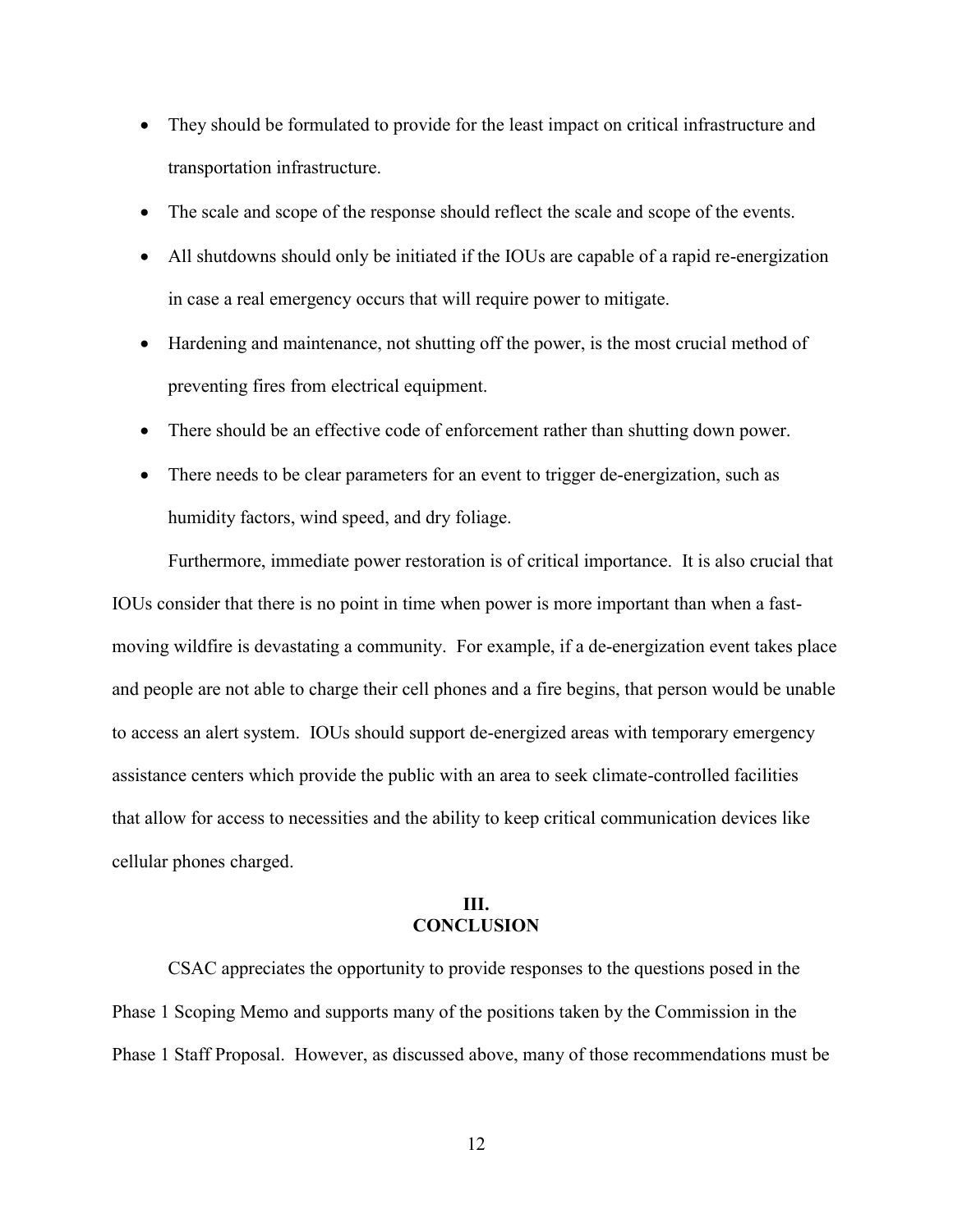- They should be formulated to provide for the least impact on critical infrastructure and transportation infrastructure.
- The scale and scope of the response should reflect the scale and scope of the events.
- All shutdowns should only be initiated if the IOUs are capable of a rapid re-energization in case a real emergency occurs that will require power to mitigate.
- Hardening and maintenance, not shutting off the power, is the most crucial method of preventing fires from electrical equipment.
- There should be an effective code of enforcement rather than shutting down power.
- There needs to be clear parameters for an event to trigger de-energization, such as humidity factors, wind speed, and dry foliage.

Furthermore, immediate power restoration is of critical importance. It is also crucial that IOUs consider that there is no point in time when power is more important than when a fast-moving wildfire is devastating a community. For example, if a de-energization event takes place and people are not able to charge their cell phones and a fire begins, that person would be unable to access an alert system. IOUs should support de-energized areas with temporary emergency assistance centers which provide the public with an area to seek climate-controlled facilities that allow for access to necessities and the ability to keep critical communication devices like cellular phones charged.

## III. CONCLUSION

CSAC appreciates the opportunity to provide responses to the questions posed in the Phase 1 Scoping Memo and supports many of the positions taken by the Commission in the Phase 1 Staff Proposal. However, as discussed above, many of those recommendations must be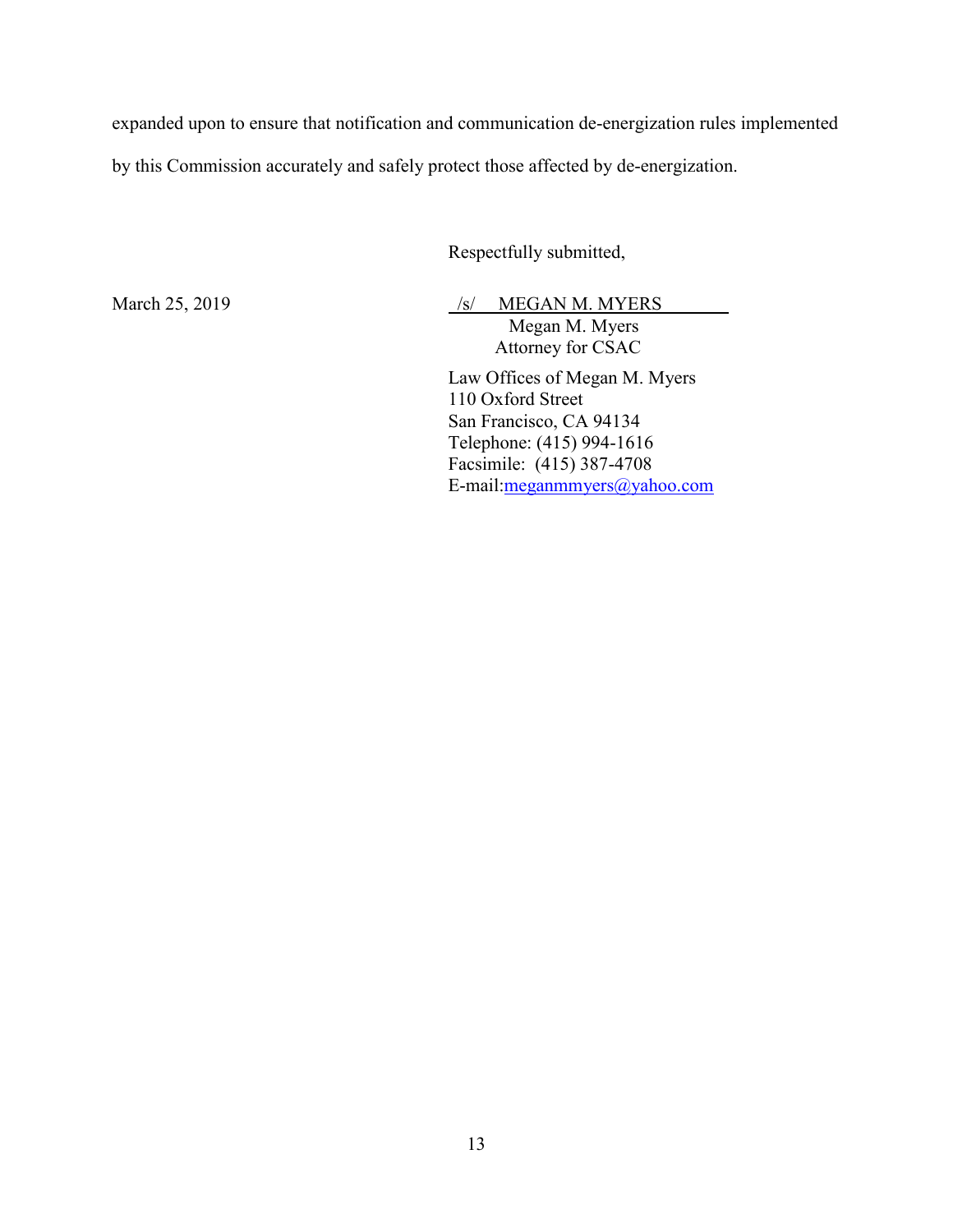expanded upon to ensure that notification and communication de-energization rules implemented by this Commission accurately and safely protect those affected by de-energization.

Respectfully submitted,

March 25, 2019

/s/ MEGAN M. MYERS
Megan M. Myers
Attorney for CSAC

Law Offices of Megan M. Myers
110 Oxford Street
San Francisco, CA 94134
Telephone: (415) 994-1616
Facsimile: (415) 387-4708
E-mail:meganmmyers@yahoo.com